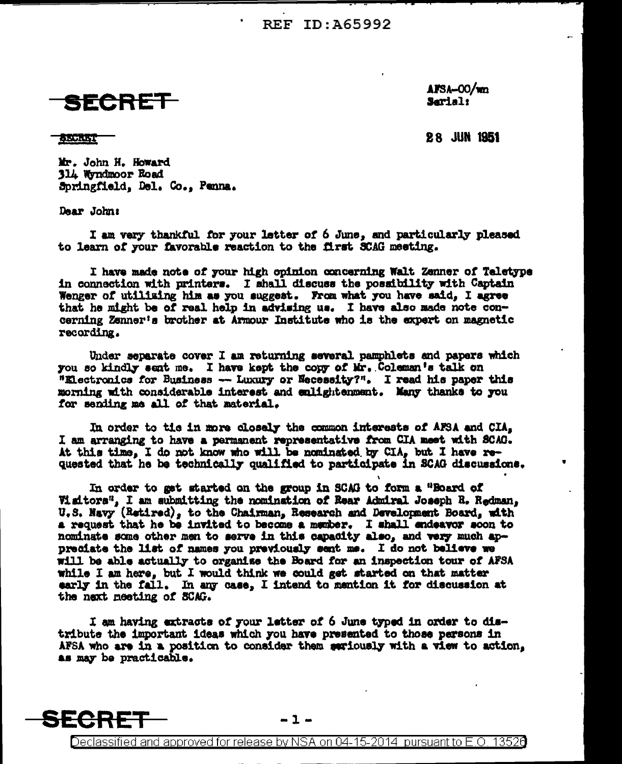SECRET

SECRET

AFSA-00/wn
Serial:

28 JUN 1951

Mr. John H. Howard
314 Wyndmoor Road
Springfield, Del. Co., Penna.

Dear John:

I am very thankful for your letter of 6 June, and particularly pleased to learn of your favorable reaction to the first SCAG meeting.

I have made note of your high opinion concerning Walt Zenner of Teletype in connection with printers. I shall discuss the possibility with Captain Wenger of utilizing him as you suggest. From what you have said, I agree that he might be of real help in advising us. I have also made note concerning Zenner's brother at Armour Institute who is the expert on magnetic recording.

Under separate cover I am returning several pamphlets and papers which you so kindly sent me. I have kept the copy of Mr. Coleman's talk on "Electronics for Business -- Luxury or Necessity?". I read his paper this morning with considerable interest and enlightenment. Many thanks to you for sending me all of that material.

In order to tie in more closely the common interests of AFSA and CIA, I am arranging to have a permanent representative from CIA meet with SCAG. At this time, I do not know who will be nominated by CIA, but I have requested that he be technically qualified to participate in SCAG discussions.

In order to get started on the group in SCAG to form a "Board of Visitors", I am submitting the nomination of Rear Admiral Joseph R. Redman, U.S. Navy (Retired), to the Chairman, Research and Development Board, with a request that he be invited to become a member. I shall endeavor soon to nominate some other men to serve in this capacity also, and very much appreciate the list of names you previously sent me. I do not believe we will be able actually to organize the Board for an inspection tour of AFSA while I am here, but I would think we could get started on that matter early in the fall. In any case, I intend to mention it for discussion at the next meeting of SCAG.

I am having extracts of your letter of 6 June typed in order to distribute the important ideas which you have presented to those persons in AFSA who are in a position to consider them seriously with a view to action, as may be practicable.

SECRET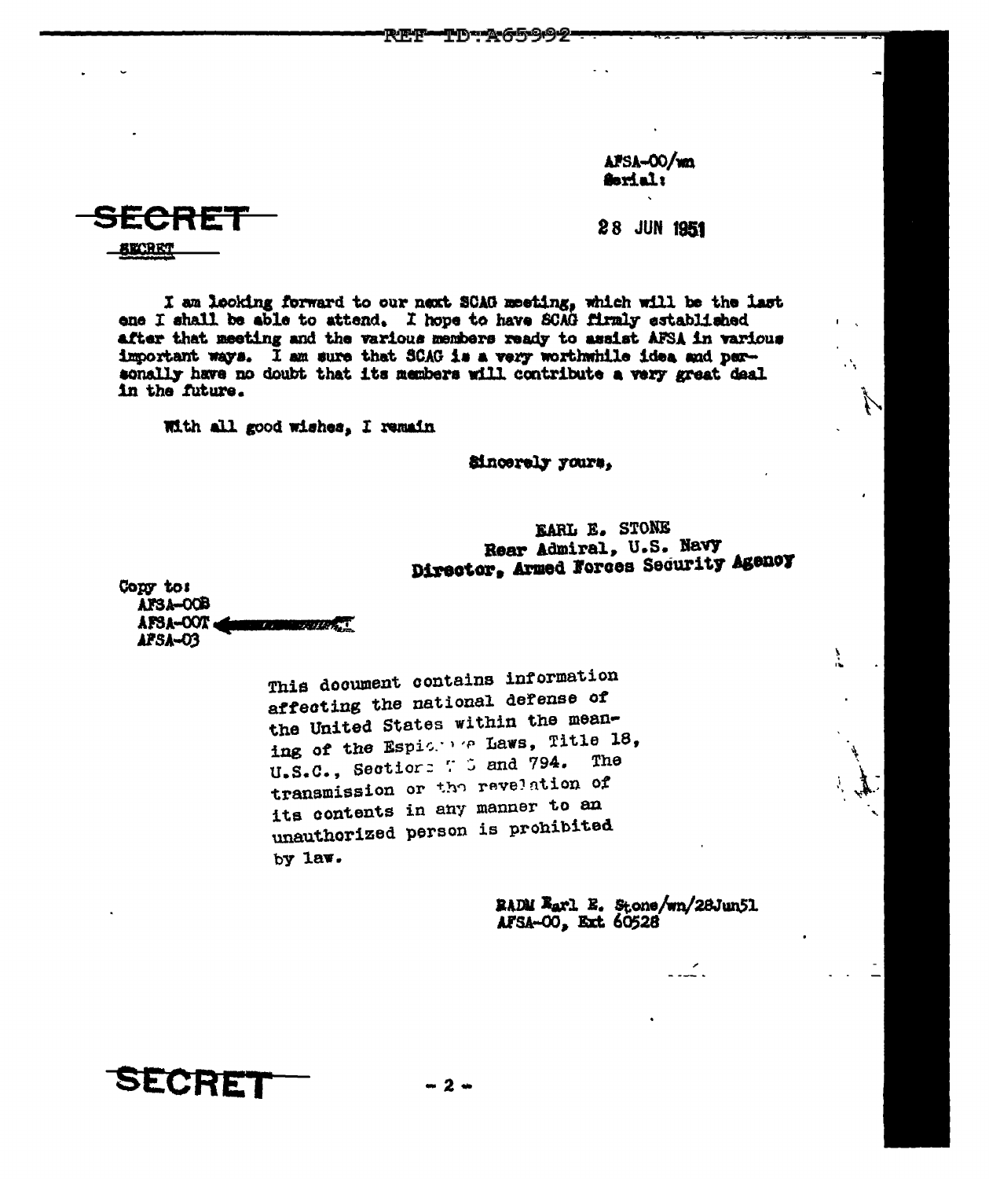AFSA-00/wn
Serial:

**SECRET**

SECRET

28 JUN 1951

I am looking forward to our next SCAG meeting, which will be the last one I shall be able to attend. I hope to have SCAG firmly established after that meeting and the various members ready to assist AFSA in various important ways. I am sure that SCAG is a very worthwhile idea and personally have no doubt that its members will contribute a very great deal in the future.

With all good wishes, I remain

Sincerely yours,

EARL E. STONE
Rear Admiral, U.S. Navy
Director, Armed Forces Security Agency

Copy to:
AFSA-00B
AFSA-00T
AFSA-03

This document contains information affecting the national defense of the United States within the meaning of the Espionage Laws, Title 18, U.S.C., Sections 7 3 and 794. The transmission or the revelation of its contents in any manner to an unauthorized person is prohibited by law.

RADM Earl E. Stone/wn/28Jun51
AFSA-00, Ext 60528

**SECRET**